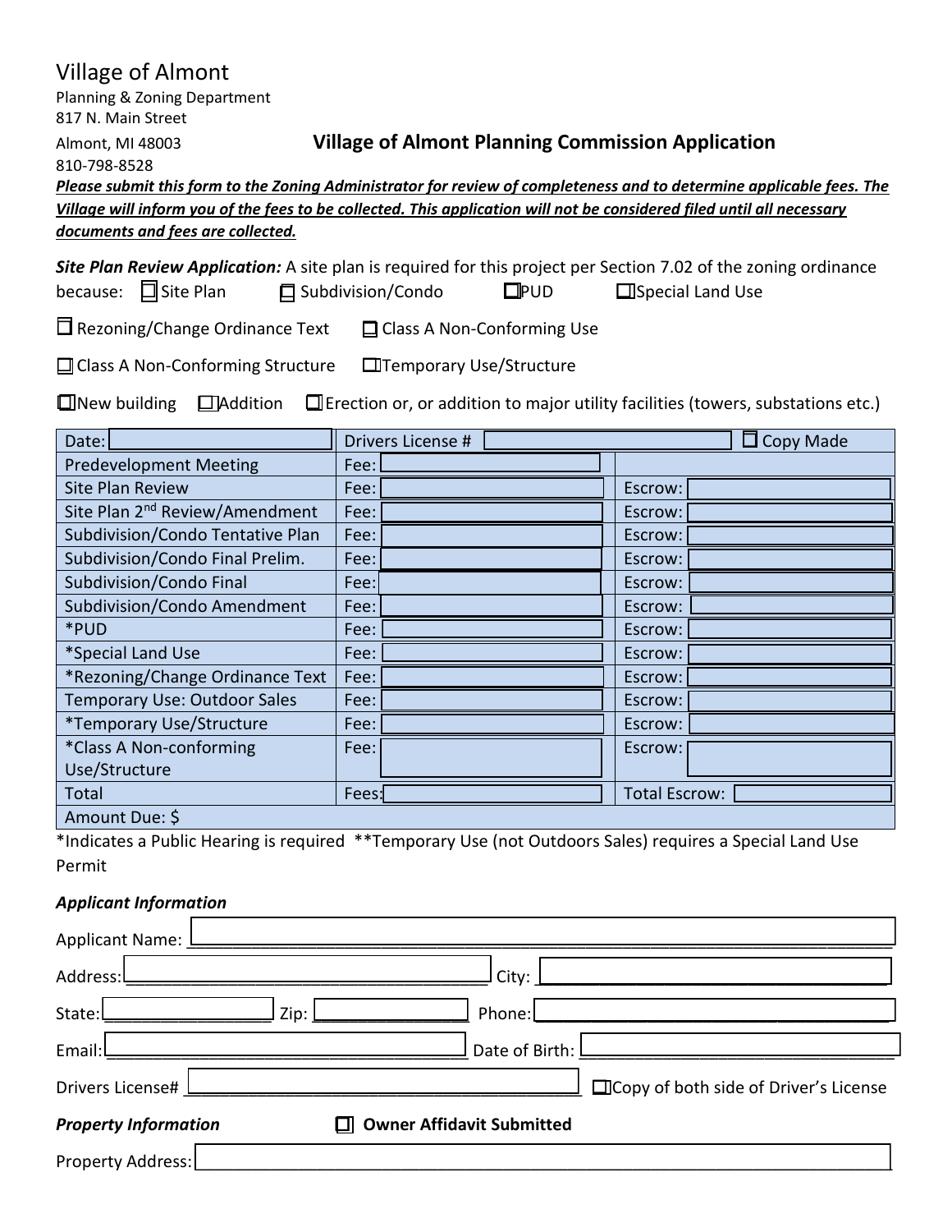# Village of Almont

Planning & Zoning Department
817 N. Main Street
Almont, MI 48003
810-798-8528

## Village of Almont Planning Commission Application

***Please submit this form to the Zoning Administrator for review of completeness and to determine applicable fees. The Village will inform you of the fees to be collected. This application will not be considered filed until all necessary documents and fees are collected.***

***Site Plan Review Application:*** A site plan is required for this project per Section 7.02 of the zoning ordinance because: ☐ Site Plan ☐ Subdivision/Condo ☐ PUD ☐ Special Land Use

☐ Rezoning/Change Ordinance Text ☐ Class A Non-Conforming Use

☐ Class A Non-Conforming Structure ☐ Temporary Use/Structure

☐ New building ☐ Addition ☐ Erection or, or addition to major utility facilities (towers, substations etc.)

| Date: | Drivers License # | ☐ Copy Made |
|---|---|---|
| Predevelopment Meeting | Fee: | |
| Site Plan Review | Fee: | Escrow: |
| Site Plan 2nd Review/Amendment | Fee: | Escrow: |
| Subdivision/Condo Tentative Plan | Fee: | Escrow: |
| Subdivision/Condo Final Prelim. | Fee: | Escrow: |
| Subdivision/Condo Final | Fee: | Escrow: |
| Subdivision/Condo Amendment | Fee: | Escrow: |
| *PUD | Fee: | Escrow: |
| *Special Land Use | Fee: | Escrow: |
| *Rezoning/Change Ordinance Text | Fee: | Escrow: |
| Temporary Use: Outdoor Sales | Fee: | Escrow: |
| *Temporary Use/Structure | Fee: | Escrow: |
| *Class A Non-conforming Use/Structure | Fee: | Escrow: |
| Total | Fees: | Total Escrow: |
| Amount Due: $ | | |

*Indicates a Public Hearing is required **Temporary Use (not Outdoors Sales) requires a Special Land Use Permit

***Applicant Information***

Applicant Name: ______________________________

Address: ______________________________ City: ______________________________

State: ______________ Zip: ______________ Phone: ______________________________

Email: ______________________________ Date of Birth: ______________________________

Drivers License# ______________________________ ☐ Copy of both side of Driver's License

***Property Information*** ☐ **Owner Affidavit Submitted**

Property Address: ______________________________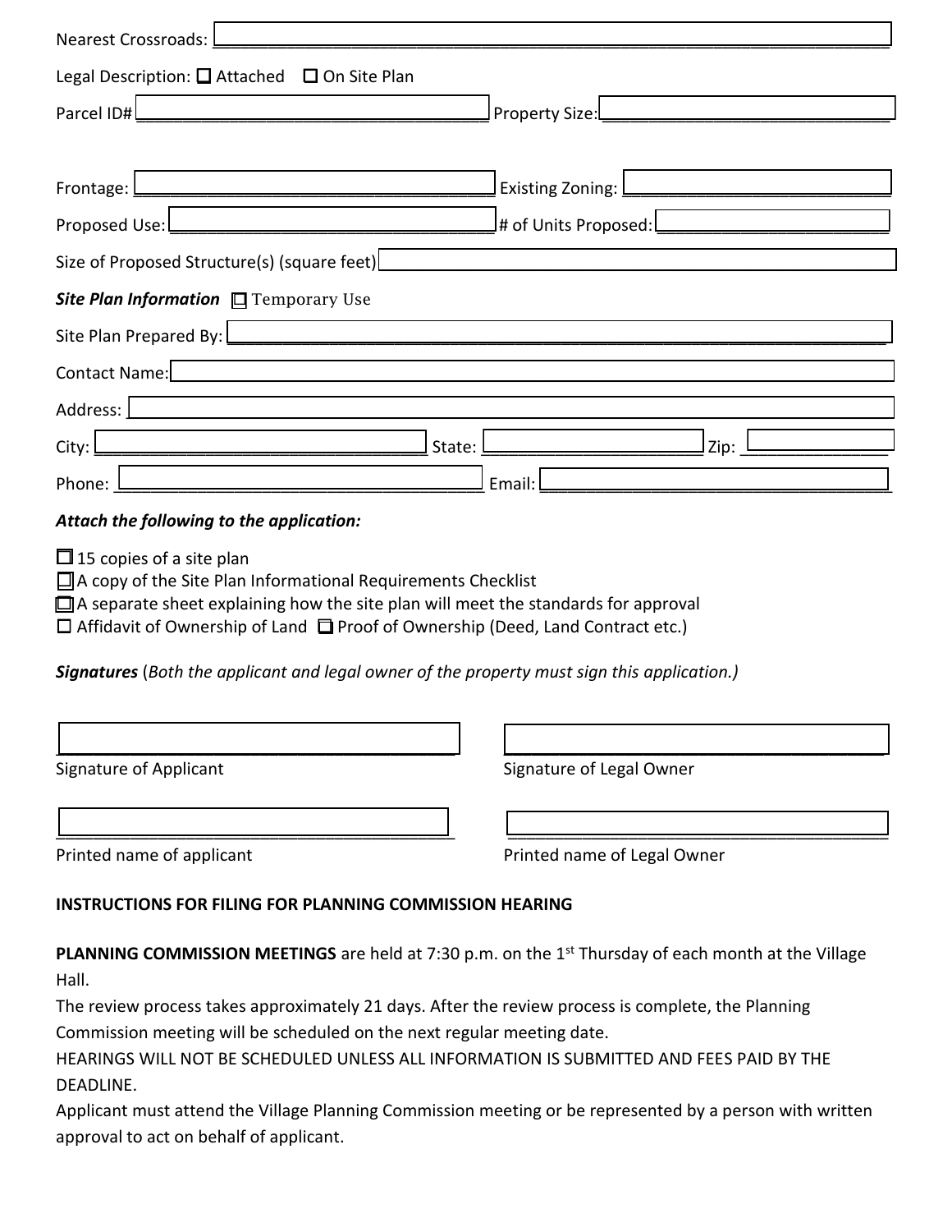Nearest Crossroads: ____________________

Legal Description: ☐ Attached ☐ On Site Plan

Parcel ID# ____________________ Property Size: ____________________

Frontage: ____________________ Existing Zoning: ____________________

Proposed Use: ____________________ # of Units Proposed: ____________________

Size of Proposed Structure(s) (square feet) ____________________

***Site Plan Information*** ☐ Temporary Use

Site Plan Prepared By: ____________________

Contact Name: ____________________

Address: ____________________

City: ____________________ State: ____________________ Zip: ____________________

Phone: ____________________ Email: ____________________

***Attach the following to the application:***

☐ 15 copies of a site plan
☐ A copy of the Site Plan Informational Requirements Checklist
☐ A separate sheet explaining how the site plan will meet the standards for approval
☐ Affidavit of Ownership of Land ☐ Proof of Ownership (Deed, Land Contract etc.)

***Signatures*** (*Both the applicant and legal owner of the property must sign this application.)*

____________________
Signature of Applicant

____________________
Signature of Legal Owner

____________________
Printed name of applicant

____________________
Printed name of Legal Owner

**INSTRUCTIONS FOR FILING FOR PLANNING COMMISSION HEARING**

**PLANNING COMMISSION MEETINGS** are held at 7:30 p.m. on the 1st Thursday of each month at the Village Hall.
The review process takes approximately 21 days. After the review process is complete, the Planning Commission meeting will be scheduled on the next regular meeting date.
HEARINGS WILL NOT BE SCHEDULED UNLESS ALL INFORMATION IS SUBMITTED AND FEES PAID BY THE DEADLINE.
Applicant must attend the Village Planning Commission meeting or be represented by a person with written approval to act on behalf of applicant.